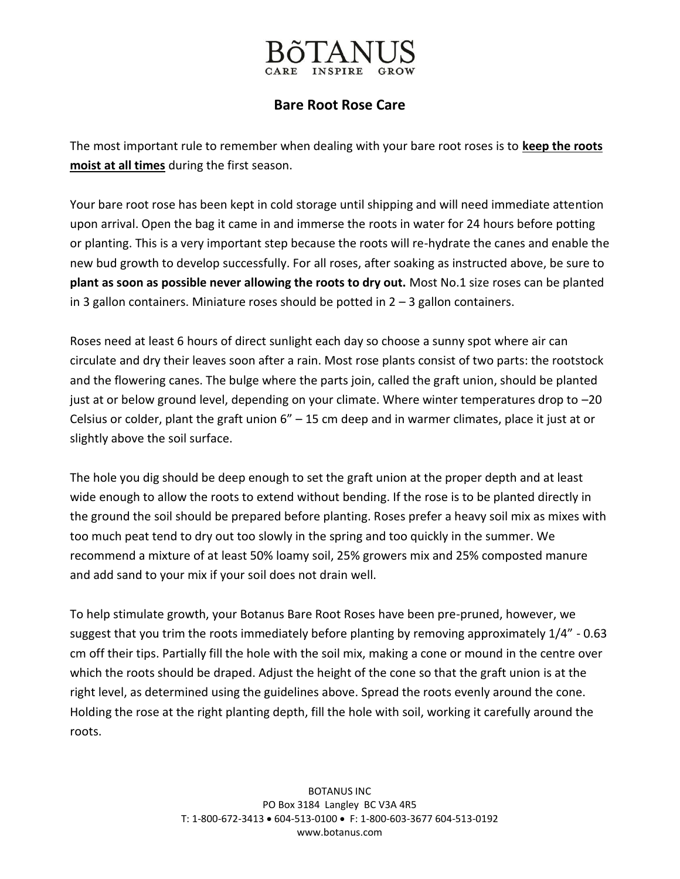# BÕTANUS

CARE INSPIRE GROW

## Bare Root Rose Care

The most important rule to remember when dealing with your bare root roses is to **keep the roots moist at all times** during the first season.

Your bare root rose has been kept in cold storage until shipping and will need immediate attention upon arrival. Open the bag it came in and immerse the roots in water for 24 hours before potting or planting. This is a very important step because the roots will re-hydrate the canes and enable the new bud growth to develop successfully. For all roses, after soaking as instructed above, be sure to **plant as soon as possible never allowing the roots to dry out.** Most No.1 size roses can be planted in 3 gallon containers. Miniature roses should be potted in 2 – 3 gallon containers.

Roses need at least 6 hours of direct sunlight each day so choose a sunny spot where air can circulate and dry their leaves soon after a rain. Most rose plants consist of two parts: the rootstock and the flowering canes. The bulge where the parts join, called the graft union, should be planted just at or below ground level, depending on your climate. Where winter temperatures drop to –20 Celsius or colder, plant the graft union 6" – 15 cm deep and in warmer climates, place it just at or slightly above the soil surface.

The hole you dig should be deep enough to set the graft union at the proper depth and at least wide enough to allow the roots to extend without bending. If the rose is to be planted directly in the ground the soil should be prepared before planting. Roses prefer a heavy soil mix as mixes with too much peat tend to dry out too slowly in the spring and too quickly in the summer. We recommend a mixture of at least 50% loamy soil, 25% growers mix and 25% composted manure and add sand to your mix if your soil does not drain well.

To help stimulate growth, your Botanus Bare Root Roses have been pre-pruned, however, we suggest that you trim the roots immediately before planting by removing approximately 1/4" - 0.63 cm off their tips. Partially fill the hole with the soil mix, making a cone or mound in the centre over which the roots should be draped. Adjust the height of the cone so that the graft union is at the right level, as determined using the guidelines above. Spread the roots evenly around the cone. Holding the rose at the right planting depth, fill the hole with soil, working it carefully around the roots.

BOTANUS INC
PO Box 3184 Langley BC V3A 4R5
T: 1-800-672-3413 • 604-513-0100 • F: 1-800-603-3677 604-513-0192
www.botanus.com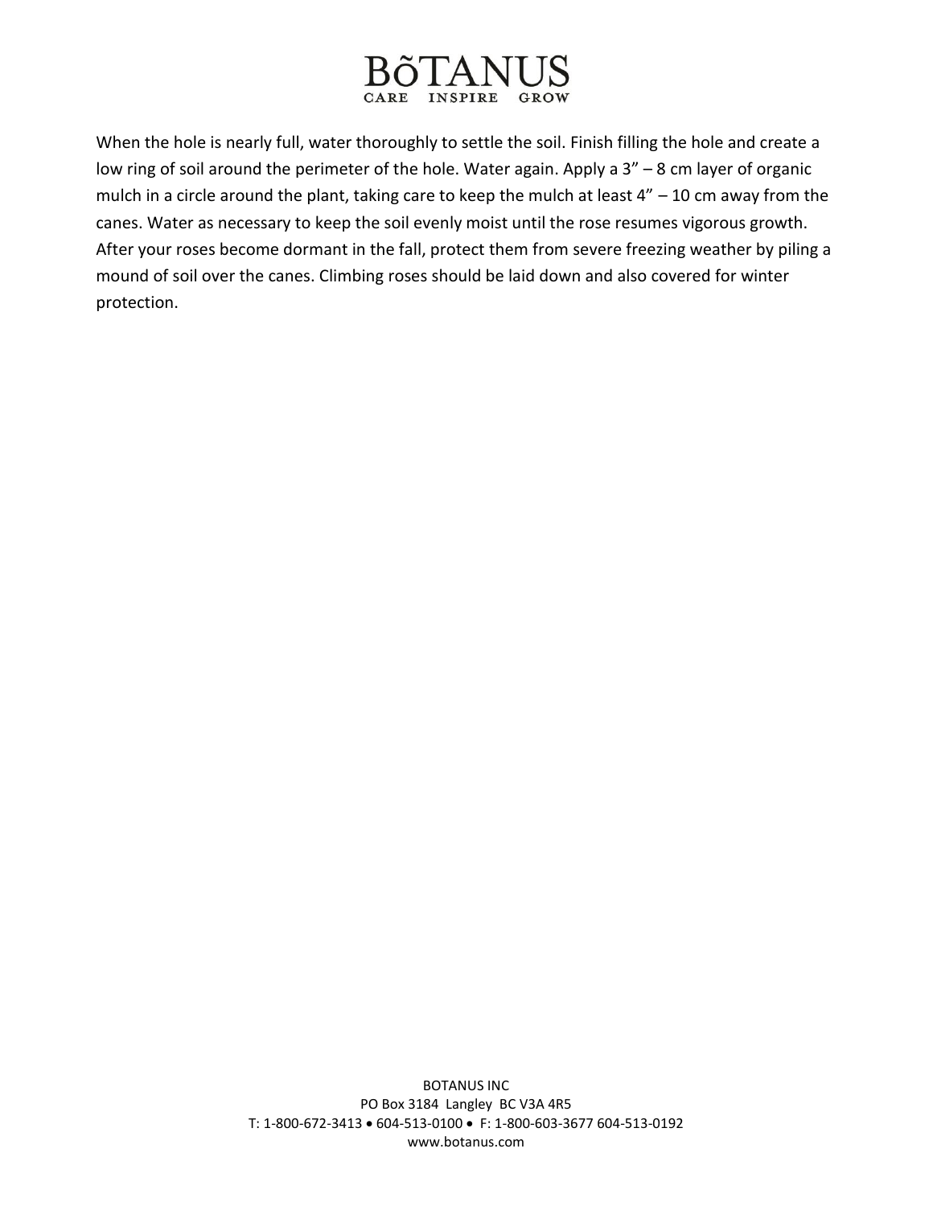When the hole is nearly full, water thoroughly to settle the soil. Finish filling the hole and create a low ring of soil around the perimeter of the hole. Water again. Apply a 3" – 8 cm layer of organic mulch in a circle around the plant, taking care to keep the mulch at least 4" – 10 cm away from the canes. Water as necessary to keep the soil evenly moist until the rose resumes vigorous growth. After your roses become dormant in the fall, protect them from severe freezing weather by piling a mound of soil over the canes. Climbing roses should be laid down and also covered for winter protection.